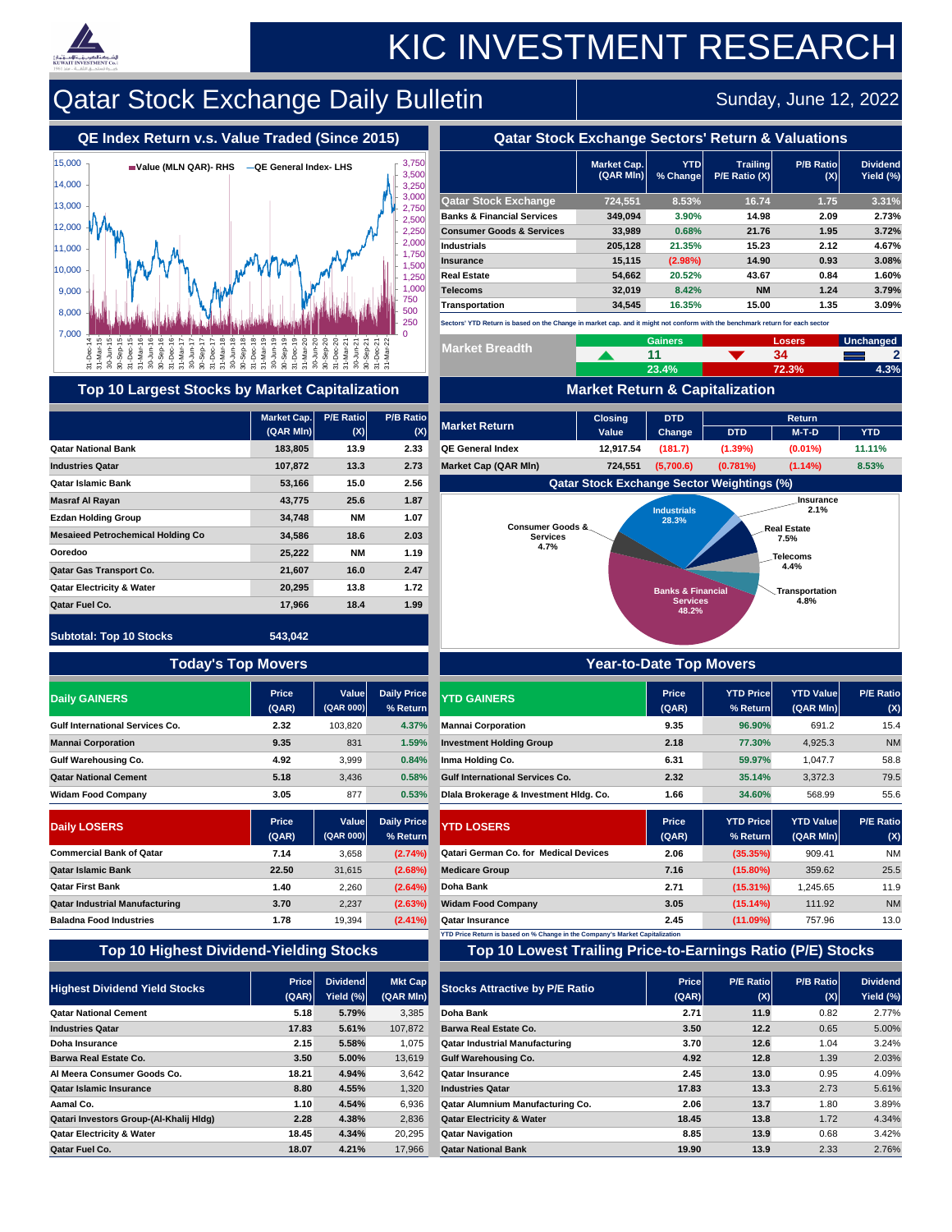# KIC INVESTMENT RESEARCH

## Qatar Stock Exchange Daily Bulletin

Sunday, June 12, 2022

### QE Index Return v.s. Value Traded (Since 2015)

Value (MLN QAR)- RHS — QE General Index- LHS

### Qatar Stock Exchange Sectors' Return & Valuations

| | Market Cap. (QAR Mln) | YTD % Change | Trailing P/E Ratio (X) | P/B Ratio (X) | Dividend Yield (%) |
|---|---|---|---|---|---|
| Qatar Stock Exchange | 724,551 | 8.53% | 16.74 | 1.75 | 3.31% |
| Banks & Financial Services | 349,094 | 3.90% | 14.98 | 2.09 | 2.73% |
| Consumer Goods & Services | 33,989 | 0.68% | 21.76 | 1.95 | 3.72% |
| Industrials | 205,128 | 21.35% | 15.23 | 2.12 | 4.67% |
| Insurance | 15,115 | (2.98%) | 14.90 | 0.93 | 3.08% |
| Real Estate | 54,662 | 20.52% | 43.67 | 0.84 | 1.60% |
| Telecoms | 32,019 | 8.42% | NM | 1.24 | 3.79% |
| Transportation | 34,545 | 16.35% | 15.00 | 1.35 | 3.09% |

Sectors' YTD Return is based on the Change in market cap. and it might not conform with the benchmark return for each sector

| Market Breadth | Gainers | Losers | Unchanged |
|---|---|---|---|
| | 11 | 34 | 2 |
| | 23.4% | 72.3% | 4.3% |

### Top 10 Largest Stocks by Market Capitalization

| | Market Cap. (QAR Mln) | P/E Ratio (X) | P/B Ratio (X) |
|---|---|---|---|
| Qatar National Bank | 183,805 | 13.9 | 2.33 |
| Industries Qatar | 107,872 | 13.3 | 2.73 |
| Qatar Islamic Bank | 53,166 | 15.0 | 2.56 |
| Masraf Al Rayan | 43,775 | 25.6 | 1.87 |
| Ezdan Holding Group | 34,748 | NM | 1.07 |
| Mesaieed Petrochemical Holding Co | 34,586 | 18.6 | 2.03 |
| Ooredoo | 25,222 | NM | 1.19 |
| Qatar Gas Transport Co. | 21,607 | 16.0 | 2.47 |
| Qatar Electricity & Water | 20,295 | 13.8 | 1.72 |
| Qatar Fuel Co. | 17,966 | 18.4 | 1.99 |
| Subtotal: Top 10 Stocks | 543,042 | | |

### Market Return & Capitalization

| Market Return | Closing Value | DTD Change | Return DTD | Return M-T-D | Return YTD |
|---|---|---|---|---|---|
| QE General Index | 12,917.54 | (181.7) | (1.39%) | (0.01%) | 11.11% |
| Market Cap (QAR Mln) | 724,551 | (5,700.6) | (0.781%) | (1.14%) | 8.53% |

### Qatar Stock Exchange Sector Weightings (%)

| Sector | Weight |
|---|---|
| Banks & Financial Services | 48.2% |
| Industrials | 28.3% |
| Insurance | 2.1% |
| Real Estate | 7.5% |
| Telecoms | 4.4% |
| Transportation | 4.8% |
| Consumer Goods & Services | 4.7% |

### Today's Top Movers

| Daily GAINERS | Price (QAR) | Value (QAR 000) | Daily Price % Return |
|---|---|---|---|
| Gulf International Services Co. | 2.32 | 103,820 | 4.37% |
| Mannai Corporation | 9.35 | 831 | 1.59% |
| Gulf Warehousing Co. | 4.92 | 3,999 | 0.84% |
| Qatar National Cement | 5.18 | 3,436 | 0.58% |
| Widam Food Company | 3.05 | 877 | 0.53% |

| Daily LOSERS | Price (QAR) | Value (QAR 000) | Daily Price % Return |
|---|---|---|---|
| Commercial Bank of Qatar | 7.14 | 3,658 | (2.74%) |
| Qatar Islamic Bank | 22.50 | 31,615 | (2.68%) |
| Qatar First Bank | 1.40 | 2,260 | (2.64%) |
| Qatar Industrial Manufacturing | 3.70 | 2,237 | (2.63%) |
| Baladna Food Industries | 1.78 | 19,394 | (2.41%) |

### Year-to-Date Top Movers

| YTD GAINERS | Price (QAR) | YTD Price % Return | YTD Value (QAR Mln) | P/E Ratio (X) |
|---|---|---|---|---|
| Mannai Corporation | 9.35 | 96.90% | 691.2 | 15.4 |
| Investment Holding Group | 2.18 | 77.30% | 4,925.3 | NM |
| Inma Holding Co. | 6.31 | 59.97% | 1,047.7 | 58.8 |
| Gulf International Services Co. | 2.32 | 35.14% | 3,372.3 | 79.5 |
| Dlala Brokerage & Investment Hldg. Co. | 1.66 | 34.60% | 568.99 | 55.6 |

| YTD LOSERS | Price (QAR) | YTD Price % Return | YTD Value (QAR Mln) | P/E Ratio (X) |
|---|---|---|---|---|
| Qatari German Co. for Medical Devices | 2.06 | (35.35%) | 909.41 | NM |
| Medicare Group | 7.16 | (15.80%) | 359.62 | 25.5 |
| Doha Bank | 2.71 | (15.31%) | 1,245.65 | 11.9 |
| Widam Food Company | 3.05 | (15.14%) | 111.92 | NM |
| Qatar Insurance | 2.45 | (11.09%) | 757.96 | 13.0 |

YTD Price Return is based on % Change in the Company's Market Capitalization

### Top 10 Highest Dividend-Yielding Stocks

| Highest Dividend Yield Stocks | Price (QAR) | Dividend Yield (%) | Mkt Cap (QAR Mln) |
|---|---|---|---|
| Qatar National Cement | 5.18 | 5.79% | 3,385 |
| Industries Qatar | 17.83 | 5.61% | 107,872 |
| Doha Insurance | 2.15 | 5.58% | 1,075 |
| Barwa Real Estate Co. | 3.50 | 5.00% | 13,619 |
| Al Meera Consumer Goods Co. | 18.21 | 4.94% | 3,642 |
| Qatar Islamic Insurance | 8.80 | 4.55% | 1,320 |
| Aamal Co. | 1.10 | 4.54% | 6,936 |
| Qatari Investors Group-(Al-Khalij Hldg) | 2.28 | 4.38% | 2,836 |
| Qatar Electricity & Water | 18.45 | 4.34% | 20,295 |
| Qatar Fuel Co. | 18.07 | 4.21% | 17,966 |

### Top 10 Lowest Trailing Price-to-Earnings Ratio (P/E) Stocks

| Stocks Attractive by P/E Ratio | Price (QAR) | P/E Ratio (X) | P/B Ratio (X) | Dividend Yield (%) |
|---|---|---|---|---|
| Doha Bank | 2.71 | 11.9 | 0.82 | 2.77% |
| Barwa Real Estate Co. | 3.50 | 12.2 | 0.65 | 5.00% |
| Qatar Industrial Manufacturing | 3.70 | 12.6 | 1.04 | 3.24% |
| Gulf Warehousing Co. | 4.92 | 12.8 | 1.39 | 2.03% |
| Qatar Insurance | 2.45 | 13.0 | 0.95 | 4.09% |
| Industries Qatar | 17.83 | 13.3 | 2.73 | 5.61% |
| Qatar Alumnium Manufacturing Co. | 2.06 | 13.7 | 1.80 | 3.89% |
| Qatar Electricity & Water | 18.45 | 13.8 | 1.72 | 4.34% |
| Qatar Navigation | 8.85 | 13.9 | 0.68 | 3.42% |
| Qatar National Bank | 19.90 | 13.9 | 2.33 | 2.76% |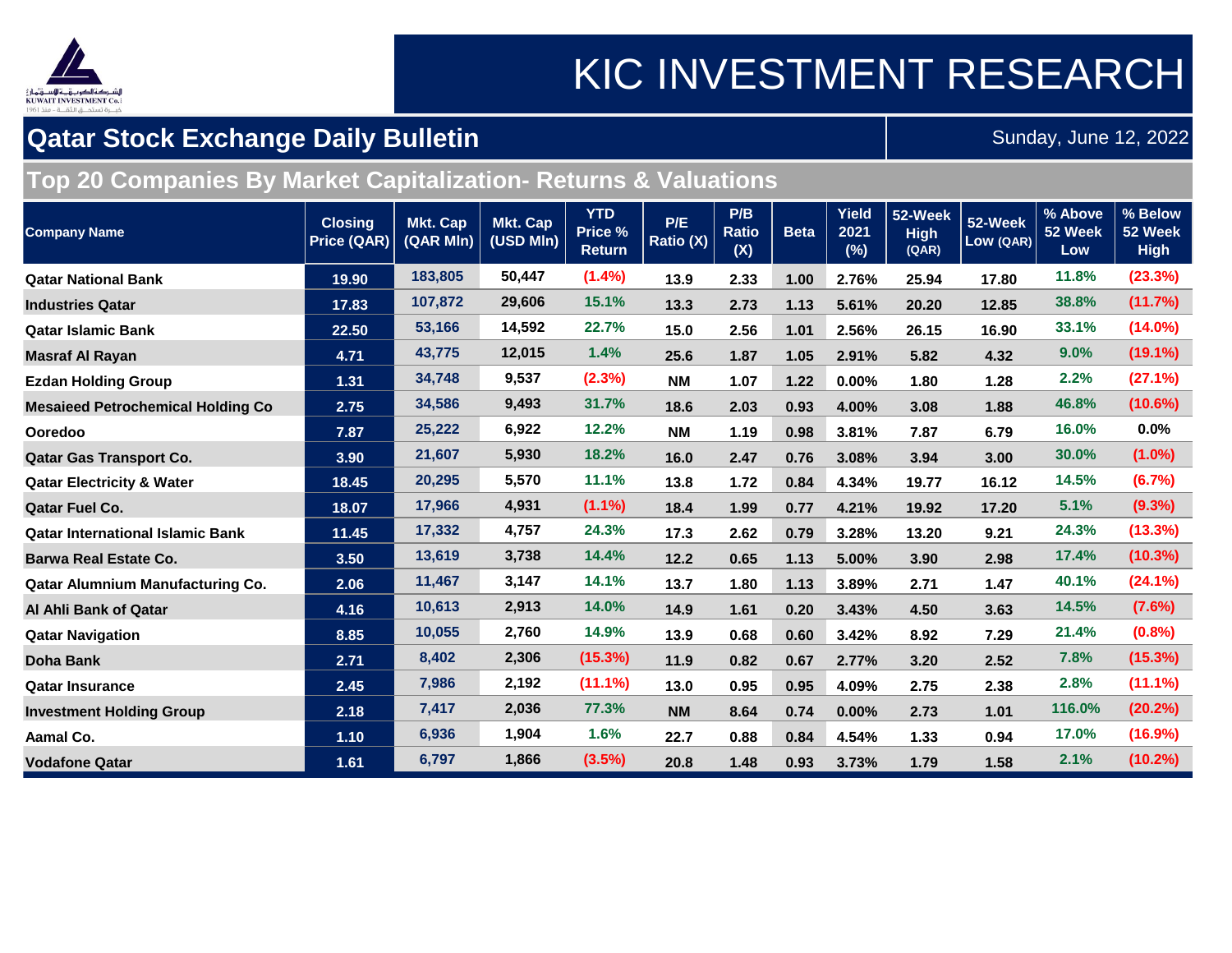# KIC INVESTMENT RESEARCH

## Qatar Stock Exchange Daily Bulletin

Sunday, June 12, 2022

### Top 20 Companies By Market Capitalization- Returns & Valuations

| Company Name | Closing Price (QAR) | Mkt. Cap (QAR Mln) | Mkt. Cap (USD Mln) | YTD Price % Return | P/E Ratio (X) | P/B Ratio (X) | Beta | Yield 2021 (%) | 52-Week High (QAR) | 52-Week Low (QAR) | % Above 52 Week Low | % Below 52 Week High |
|---|---|---|---|---|---|---|---|---|---|---|---|---|
| Qatar National Bank | 19.90 | 183,805 | 50,447 | (1.4%) | 13.9 | 2.33 | 1.00 | 2.76% | 25.94 | 17.80 | 11.8% | (23.3%) |
| Industries Qatar | 17.83 | 107,872 | 29,606 | 15.1% | 13.3 | 2.73 | 1.13 | 5.61% | 20.20 | 12.85 | 38.8% | (11.7%) |
| Qatar Islamic Bank | 22.50 | 53,166 | 14,592 | 22.7% | 15.0 | 2.56 | 1.01 | 2.56% | 26.15 | 16.90 | 33.1% | (14.0%) |
| Masraf Al Rayan | 4.71 | 43,775 | 12,015 | 1.4% | 25.6 | 1.87 | 1.05 | 2.91% | 5.82 | 4.32 | 9.0% | (19.1%) |
| Ezdan Holding Group | 1.31 | 34,748 | 9,537 | (2.3%) | NM | 1.07 | 1.22 | 0.00% | 1.80 | 1.28 | 2.2% | (27.1%) |
| Mesaieed Petrochemical Holding Co | 2.75 | 34,586 | 9,493 | 31.7% | 18.6 | 2.03 | 0.93 | 4.00% | 3.08 | 1.88 | 46.8% | (10.6%) |
| Ooredoo | 7.87 | 25,222 | 6,922 | 12.2% | NM | 1.19 | 0.98 | 3.81% | 7.87 | 6.79 | 16.0% | 0.0% |
| Qatar Gas Transport Co. | 3.90 | 21,607 | 5,930 | 18.2% | 16.0 | 2.47 | 0.76 | 3.08% | 3.94 | 3.00 | 30.0% | (1.0%) |
| Qatar Electricity & Water | 18.45 | 20,295 | 5,570 | 11.1% | 13.8 | 1.72 | 0.84 | 4.34% | 19.77 | 16.12 | 14.5% | (6.7%) |
| Qatar Fuel Co. | 18.07 | 17,966 | 4,931 | (1.1%) | 18.4 | 1.99 | 0.77 | 4.21% | 19.92 | 17.20 | 5.1% | (9.3%) |
| Qatar International Islamic Bank | 11.45 | 17,332 | 4,757 | 24.3% | 17.3 | 2.62 | 0.79 | 3.28% | 13.20 | 9.21 | 24.3% | (13.3%) |
| Barwa Real Estate Co. | 3.50 | 13,619 | 3,738 | 14.4% | 12.2 | 0.65 | 1.13 | 5.00% | 3.90 | 2.98 | 17.4% | (10.3%) |
| Qatar Alumnium Manufacturing Co. | 2.06 | 11,467 | 3,147 | 14.1% | 13.7 | 1.80 | 1.13 | 3.89% | 2.71 | 1.47 | 40.1% | (24.1%) |
| Al Ahli Bank of Qatar | 4.16 | 10,613 | 2,913 | 14.0% | 14.9 | 1.61 | 0.20 | 3.43% | 4.50 | 3.63 | 14.5% | (7.6%) |
| Qatar Navigation | 8.85 | 10,055 | 2,760 | 14.9% | 13.9 | 0.68 | 0.60 | 3.42% | 8.92 | 7.29 | 21.4% | (0.8%) |
| Doha Bank | 2.71 | 8,402 | 2,306 | (15.3%) | 11.9 | 0.82 | 0.67 | 2.77% | 3.20 | 2.52 | 7.8% | (15.3%) |
| Qatar Insurance | 2.45 | 7,986 | 2,192 | (11.1%) | 13.0 | 0.95 | 0.95 | 4.09% | 2.75 | 2.38 | 2.8% | (11.1%) |
| Investment Holding Group | 2.18 | 7,417 | 2,036 | 77.3% | NM | 8.64 | 0.74 | 0.00% | 2.73 | 1.01 | 116.0% | (20.2%) |
| Aamal Co. | 1.10 | 6,936 | 1,904 | 1.6% | 22.7 | 0.88 | 0.84 | 4.54% | 1.33 | 0.94 | 17.0% | (16.9%) |
| Vodafone Qatar | 1.61 | 6,797 | 1,866 | (3.5%) | 20.8 | 1.48 | 0.93 | 3.73% | 1.79 | 1.58 | 2.1% | (10.2%) |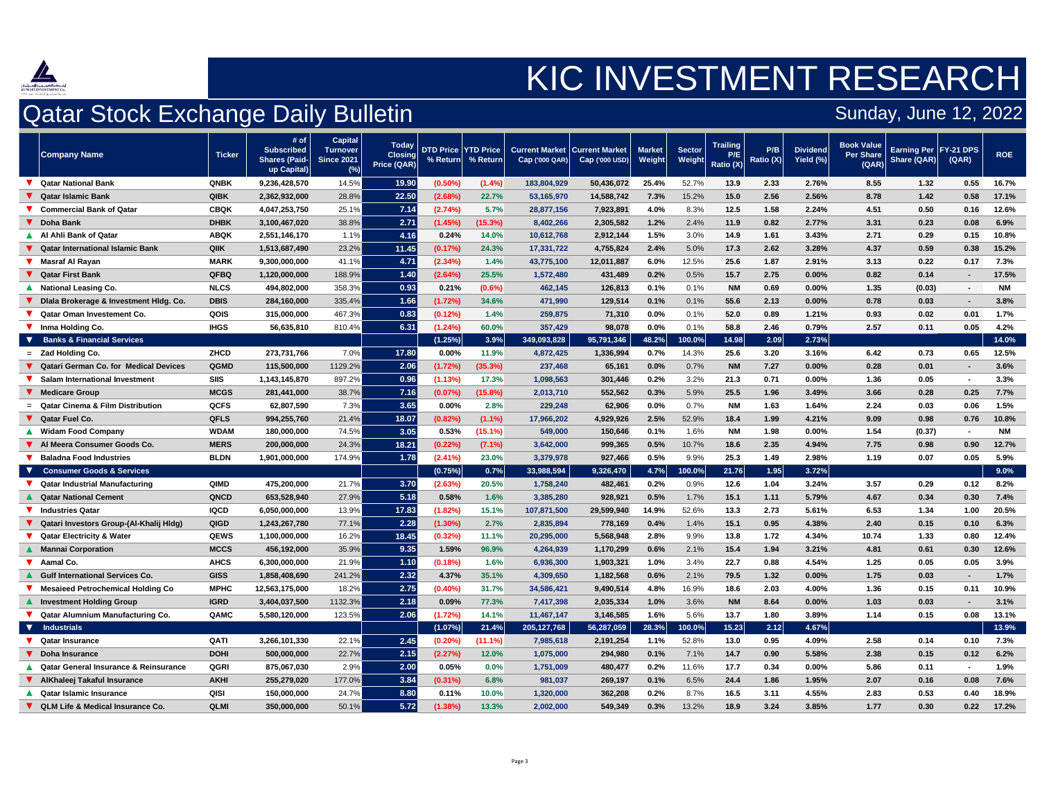# KIC INVESTMENT RESEARCH

## Qatar Stock Exchange Daily Bulletin

Sunday, June 12, 2022

| | Company Name | Ticker | # of Subscribed Shares (Paid-up Capital) | Capital Turnover Since 2021 (%) | Today Closing Price (QAR) | DTD Price % Return | YTD Price % Return | Current Market Cap ('000 QAR) | Current Market Cap ('000 USD) | Market Weight | Sector Weight | Trailing P/E Ratio (X) | P/B Ratio (X) | Dividend Yield (%) | Book Value Per Share (QAR) | Earning Per Share (QAR) | FY-21 DPS (QAR) | ROE |
|---|---|---|---|---|---|---|---|---|---|---|---|---|---|---|---|---|---|---|
| ▼ | Qatar National Bank | QNBK | 9,236,428,570 | 14.5% | 19.90 | (0.50%) | (1.4%) | 183,804,929 | 50,436,072 | 25.4% | 52.7% | 13.9 | 2.33 | 2.76% | 8.55 | 1.32 | 0.55 | 16.7% |
| ▼ | Qatar Islamic Bank | QIBK | 2,362,932,000 | 28.8% | 22.50 | (2.68%) | 22.7% | 53,165,970 | 14,588,742 | 7.3% | 15.2% | 15.0 | 2.56 | 2.56% | 8.78 | 1.42 | 0.58 | 17.1% |
| ▼ | Commercial Bank of Qatar | CBQK | 4,047,253,750 | 25.1% | 7.14 | (2.74%) | 5.7% | 28,877,156 | 7,923,891 | 4.0% | 8.3% | 12.5 | 1.58 | 2.24% | 4.51 | 0.50 | 0.16 | 12.6% |
| ▼ | Doha Bank | DHBK | 3,100,467,020 | 38.8% | 2.71 | (1.45%) | (15.3%) | 8,402,266 | 2,305,582 | 1.2% | 2.4% | 11.9 | 0.82 | 2.77% | 3.31 | 0.23 | 0.08 | 6.9% |
| ▲ | Al Ahli Bank of Qatar | ABQK | 2,551,146,170 | 1.1% | 4.16 | 0.24% | 14.0% | 10,612,768 | 2,912,144 | 1.5% | 3.0% | 14.9 | 1.61 | 3.43% | 2.71 | 0.29 | 0.15 | 10.8% |
| ▼ | Qatar International Islamic Bank | QIIK | 1,513,687,490 | 23.2% | 11.45 | (0.17%) | 24.3% | 17,331,722 | 4,755,824 | 2.4% | 5.0% | 17.3 | 2.62 | 3.28% | 4.37 | 0.59 | 0.38 | 15.2% |
| ▼ | Masraf Al Rayan | MARK | 9,300,000,000 | 41.1% | 4.71 | (2.34%) | 1.4% | 43,775,100 | 12,011,887 | 6.0% | 12.5% | 25.6 | 1.87 | 2.91% | 3.13 | 0.22 | 0.17 | 7.3% |
| ▼ | Qatar First Bank | QFBQ | 1,120,000,000 | 188.9% | 1.40 | (2.64%) | 25.5% | 1,572,480 | 431,489 | 0.2% | 0.5% | 15.7 | 2.75 | 0.00% | 0.82 | 0.14 | - | 17.5% |
| ▲ | National Leasing Co. | NLCS | 494,802,000 | 358.3% | 0.93 | 0.21% | (0.6%) | 462,145 | 126,813 | 0.1% | 0.1% | NM | 0.69 | 0.00% | 1.35 | (0.03) | - | NM |
| ▼ | Dlala Brokerage & Investment Hldg. Co. | DBIS | 284,160,000 | 335.4% | 1.66 | (1.72%) | 34.6% | 471,990 | 129,514 | 0.1% | 0.1% | 55.6 | 2.13 | 0.00% | 0.78 | 0.03 | - | 3.8% |
| ▼ | Qatar Oman Investement Co. | QOIS | 315,000,000 | 467.3% | 0.83 | (0.12%) | 1.4% | 259,875 | 71,310 | 0.0% | 0.1% | 52.0 | 0.89 | 1.21% | 0.93 | 0.02 | 0.01 | 1.7% |
| ▼ | Inma Holding Co. | IHGS | 56,635,810 | 810.4% | 6.31 | (1.24%) | 60.0% | 357,429 | 98,078 | 0.0% | 0.1% | 58.8 | 2.46 | 0.79% | 2.57 | 0.11 | 0.05 | 4.2% |
| ▼ | **Banks & Financial Services** | | | | | (1.25%) | 3.9% | 349,093,828 | 95,791,346 | 48.2% | 100.0% | 14.98 | 2.09 | 2.73% | | | | 14.0% |
| = | Zad Holding Co. | ZHCD | 273,731,766 | 7.0% | 17.80 | 0.00% | 11.9% | 4,872,425 | 1,336,994 | 0.7% | 14.3% | 25.6 | 3.20 | 3.16% | 6.42 | 0.73 | 0.65 | 12.5% |
| ▼ | Qatari German Co. for Medical Devices | QGMD | 115,500,000 | 1129.2% | 2.06 | (1.72%) | (35.3%) | 237,468 | 65,161 | 0.0% | 0.7% | NM | 7.27 | 0.00% | 0.28 | 0.01 | - | 3.6% |
| ▼ | Salam International Investment | SIIS | 1,143,145,870 | 897.2% | 0.96 | (1.13%) | 17.3% | 1,098,563 | 301,446 | 0.2% | 3.2% | 21.3 | 0.71 | 0.00% | 1.36 | 0.05 | - | 3.3% |
| ▼ | Medicare Group | MCGS | 281,441,000 | 38.7% | 7.16 | (0.07%) | (15.8%) | 2,013,710 | 552,562 | 0.3% | 5.9% | 25.5 | 1.96 | 3.49% | 3.66 | 0.28 | 0.25 | 7.7% |
| = | Qatar Cinema & Film Distribution | QCFS | 62,807,590 | 7.3% | 3.65 | 0.00% | 2.8% | 229,248 | 62,906 | 0.0% | 0.7% | NM | 1.63 | 1.64% | 2.24 | 0.03 | 0.06 | 1.5% |
| ▼ | Qatar Fuel Co. | QFLS | 994,255,760 | 21.4% | 18.07 | (0.82%) | (1.1%) | 17,966,202 | 4,929,926 | 2.5% | 52.9% | 18.4 | 1.99 | 4.21% | 9.09 | 0.98 | 0.76 | 10.8% |
| ▲ | Widam Food Company | WDAM | 180,000,000 | 74.5% | 3.05 | 0.53% | (15.1%) | 549,000 | 150,646 | 0.1% | 1.6% | NM | 1.98 | 0.00% | 1.54 | (0.37) | - | NM |
| ▼ | Al Meera Consumer Goods Co. | MERS | 200,000,000 | 24.3% | 18.21 | (0.22%) | (7.1%) | 3,642,000 | 999,365 | 0.5% | 10.7% | 18.6 | 2.35 | 4.94% | 7.75 | 0.98 | 0.90 | 12.7% |
| ▼ | Baladna Food Industries | BLDN | 1,901,000,000 | 174.9% | 1.78 | (2.41%) | 23.0% | 3,379,978 | 927,466 | 0.5% | 9.9% | 25.3 | 1.49 | 2.98% | 1.19 | 0.07 | 0.05 | 5.9% |
| ▼ | **Consumer Goods & Services** | | | | | (0.75%) | 0.7% | 33,988,594 | 9,326,470 | 4.7% | 100.0% | 21.76 | 1.95 | 3.72% | | | | 9.0% |
| ▼ | Qatar Industrial Manufacturing | QIMD | 475,200,000 | 21.7% | 3.70 | (2.63%) | 20.5% | 1,758,240 | 482,461 | 0.2% | 0.9% | 12.6 | 1.04 | 3.24% | 3.57 | 0.29 | 0.12 | 8.2% |
| ▲ | Qatar National Cement | QNCD | 653,528,940 | 27.9% | 5.18 | 0.58% | 1.6% | 3,385,280 | 928,921 | 0.5% | 1.7% | 15.1 | 1.11 | 5.79% | 4.67 | 0.34 | 0.30 | 7.4% |
| ▼ | Industries Qatar | IQCD | 6,050,000,000 | 13.9% | 17.83 | (1.82%) | 15.1% | 107,871,500 | 29,599,940 | 14.9% | 52.6% | 13.3 | 2.73 | 5.61% | 6.53 | 1.34 | 1.00 | 20.5% |
| ▼ | Qatari Investors Group-(Al-Khalij Hldg) | QIGD | 1,243,267,780 | 77.1% | 2.28 | (1.30%) | 2.7% | 2,835,894 | 778,169 | 0.4% | 1.4% | 15.1 | 0.95 | 4.38% | 2.40 | 0.15 | 0.10 | 6.3% |
| ▼ | Qatar Electricity & Water | QEWS | 1,100,000,000 | 16.2% | 18.45 | (0.32%) | 11.1% | 20,295,000 | 5,568,948 | 2.8% | 9.9% | 13.8 | 1.72 | 4.34% | 10.74 | 1.33 | 0.80 | 12.4% |
| ▲ | Mannai Corporation | MCCS | 456,192,000 | 35.9% | 9.35 | 1.59% | 96.9% | 4,264,939 | 1,170,299 | 0.6% | 2.1% | 15.4 | 1.94 | 3.21% | 4.81 | 0.61 | 0.30 | 12.6% |
| ▼ | Aamal Co. | AHCS | 6,300,000,000 | 21.9% | 1.10 | (0.18%) | 1.6% | 6,936,300 | 1,903,321 | 1.0% | 3.4% | 22.7 | 0.88 | 4.54% | 1.25 | 0.05 | 0.05 | 3.9% |
| ▲ | Gulf International Services Co. | GISS | 1,858,408,690 | 241.2% | 2.32 | 4.37% | 35.1% | 4,309,650 | 1,182,568 | 0.6% | 2.1% | 79.5 | 1.32 | 0.00% | 1.75 | 0.03 | - | 1.7% |
| ▼ | Mesaieed Petrochemical Holding Co | MPHC | 12,563,175,000 | 18.2% | 2.75 | (0.40%) | 31.7% | 34,586,421 | 9,490,514 | 4.8% | 16.9% | 18.6 | 2.03 | 4.00% | 1.36 | 0.15 | 0.11 | 10.9% |
| ▲ | Investment Holding Group | IGRD | 3,404,037,500 | 1132.3% | 2.18 | 0.09% | 77.3% | 7,417,398 | 2,035,334 | 1.0% | 3.6% | NM | 8.64 | 0.00% | 1.03 | 0.03 | - | 3.1% |
| ▼ | Qatar Alumnium Manufacturing Co. | QAMC | 5,580,120,000 | 123.5% | 2.06 | (1.72%) | 14.1% | 11,467,147 | 3,146,585 | 1.6% | 5.6% | 13.7 | 1.80 | 3.89% | 1.14 | 0.15 | 0.08 | 13.1% |
| ▼ | **Industrials** | | | | | (1.07%) | 21.4% | 205,127,768 | 56,287,059 | 28.3% | 100.0% | 15.23 | 2.12 | 4.67% | | | | 13.9% |
| ▼ | Qatar Insurance | QATI | 3,266,101,330 | 22.1% | 2.45 | (0.20%) | (11.1%) | 7,985,618 | 2,191,254 | 1.1% | 52.8% | 13.0 | 0.95 | 4.09% | 2.58 | 0.14 | 0.10 | 7.3% |
| ▼ | Doha Insurance | DOHI | 500,000,000 | 22.7% | 2.15 | (2.27%) | 12.0% | 1,075,000 | 294,980 | 0.1% | 7.1% | 14.7 | 0.90 | 5.58% | 2.38 | 0.15 | 0.12 | 6.2% |
| ▲ | Qatar General Insurance & Reinsurance | QGRI | 875,067,030 | 2.9% | 2.00 | 0.05% | 0.0% | 1,751,009 | 480,477 | 0.2% | 11.6% | 17.7 | 0.34 | 0.00% | 5.86 | 0.11 | - | 1.9% |
| ▼ | AlKhaleej Takaful Insurance | AKHI | 255,279,020 | 177.0% | 3.84 | (0.31%) | 6.8% | 981,037 | 269,197 | 0.1% | 6.5% | 24.4 | 1.86 | 1.95% | 2.07 | 0.16 | 0.08 | 7.6% |
| ▲ | Qatar Islamic Insurance | QISI | 150,000,000 | 24.7% | 8.80 | 0.11% | 10.0% | 1,320,000 | 362,208 | 0.2% | 8.7% | 16.5 | 3.11 | 4.55% | 2.83 | 0.53 | 0.40 | 18.9% |
| ▼ | QLM Life & Medical Insurance Co. | QLMI | 350,000,000 | 50.1% | 5.72 | (1.38%) | 13.3% | 2,002,000 | 549,349 | 0.3% | 13.2% | 18.9 | 3.24 | 3.85% | 1.77 | 0.30 | 0.22 | 17.2% |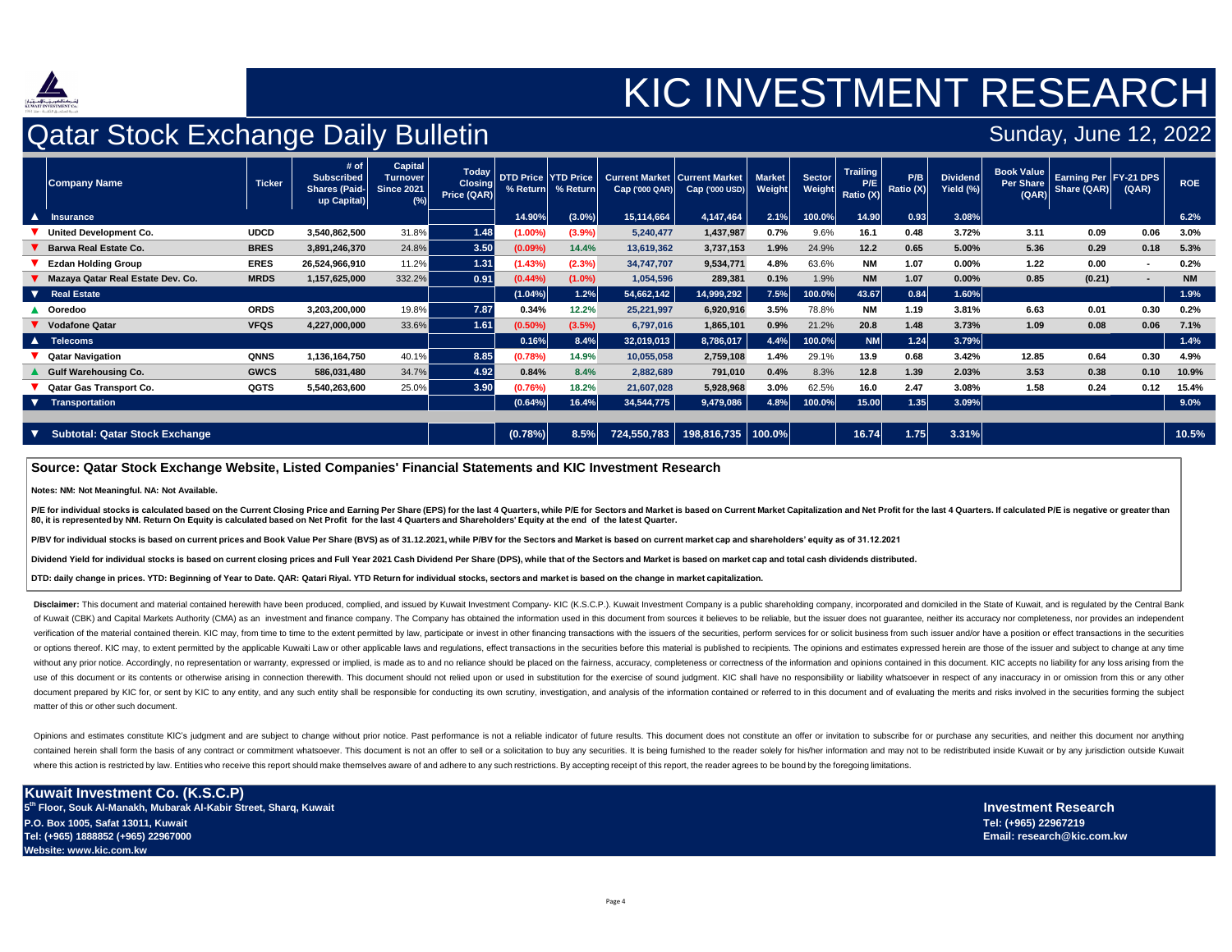# KIC INVESTMENT RESEARCH

## Qatar Stock Exchange Daily Bulletin

Sunday, June 12, 2022

| | Company Name | Ticker | # of Subscribed Shares (Paid-up Capital) | Capital Turnover Since 2021 (%) | Today Closing Price (QAR) | DTD Price % Return | YTD Price % Return | Current Market Cap ('000 QAR) | Current Market Cap ('000 USD) | Market Weight | Sector Weight | Trailing P/E Ratio (X) | P/B Ratio (X) | Dividend Yield (%) | Book Value Per Share (QAR) | Earning Per Share (QAR) | FY-21 DPS (QAR) | ROE |
|---|---|---|---|---|---|---|---|---|---|---|---|---|---|---|---|---|---|---|
| ▲ | Insurance | | | | | 14.90% | (3.0%) | 15,114,664 | 4,147,464 | 2.1% | 100.0% | 14.90 | 0.93 | 3.08% | | | | 6.2% |
| ▼ | United Development Co. | UDCD | 3,540,862,500 | 31.8% | 1.48 | (1.00%) | (3.9%) | 5,240,477 | 1,437,987 | 0.7% | 9.6% | 16.1 | 0.48 | 3.72% | 3.11 | 0.09 | 0.06 | 3.0% |
| ▼ | Barwa Real Estate Co. | BRES | 3,891,246,370 | 24.8% | 3.50 | (0.09%) | 14.4% | 13,619,362 | 3,737,153 | 1.9% | 24.9% | 12.2 | 0.65 | 5.00% | 5.36 | 0.29 | 0.18 | 5.3% |
| ▼ | Ezdan Holding Group | ERES | 26,524,966,910 | 11.2% | 1.31 | (1.43%) | (2.3%) | 34,747,707 | 9,534,771 | 4.8% | 63.6% | NM | 1.07 | 0.00% | 1.22 | 0.00 | - | 0.2% |
| ▼ | Mazaya Qatar Real Estate Dev. Co. | MRDS | 1,157,625,000 | 332.2% | 0.91 | (0.44%) | (1.0%) | 1,054,596 | 289,381 | 0.1% | 1.9% | NM | 1.07 | 0.00% | 0.85 | (0.21) | - | NM |
| ▼ | Real Estate | | | | | (1.04%) | 1.2% | 54,662,142 | 14,999,292 | 7.5% | 100.0% | 43.67 | 0.84 | 1.60% | | | | 1.9% |
| ▲ | Ooredoo | ORDS | 3,203,200,000 | 19.8% | 7.87 | 0.34% | 12.2% | 25,221,997 | 6,920,916 | 3.5% | 78.8% | NM | 1.19 | 3.81% | 6.63 | 0.01 | 0.30 | 0.2% |
| ▼ | Vodafone Qatar | VFQS | 4,227,000,000 | 33.6% | 1.61 | (0.50%) | (3.5%) | 6,797,016 | 1,865,101 | 0.9% | 21.2% | 20.8 | 1.48 | 3.73% | 1.09 | 0.08 | 0.06 | 7.1% |
| ▲ | Telecoms | | | | | 0.16% | 8.4% | 32,019,013 | 8,786,017 | 4.4% | 100.0% | NM | 1.24 | 3.79% | | | | 1.4% |
| ▼ | Qatar Navigation | QNNS | 1,136,164,750 | 40.1% | 8.85 | (0.78%) | 14.9% | 10,055,058 | 2,759,108 | 1.4% | 29.1% | 13.9 | 0.68 | 3.42% | 12.85 | 0.64 | 0.30 | 4.9% |
| ▲ | Gulf Warehousing Co. | GWCS | 586,031,480 | 34.7% | 4.92 | 0.84% | 8.4% | 2,882,689 | 791,010 | 0.4% | 8.3% | 12.8 | 1.39 | 2.03% | 3.53 | 0.38 | 0.10 | 10.9% |
| ▼ | Qatar Gas Transport Co. | QGTS | 5,540,263,600 | 25.0% | 3.90 | (0.76%) | 18.2% | 21,607,028 | 5,928,968 | 3.0% | 62.5% | 16.0 | 2.47 | 3.08% | 1.58 | 0.24 | 0.12 | 15.4% |
| ▼ | Transportation | | | | | (0.64%) | 16.4% | 34,544,775 | 9,479,086 | 4.8% | 100.0% | 15.00 | 1.35 | 3.09% | | | | 9.0% |
| ▼ | Subtotal: Qatar Stock Exchange | | | | | (0.78%) | 8.5% | 724,550,783 | 198,816,735 | 100.0% | | 16.74 | 1.75 | 3.31% | | | | 10.5% |

**Source: Qatar Stock Exchange Website, Listed Companies' Financial Statements and KIC Investment Research**

**Notes: NM: Not Meaningful. NA: Not Available.**

**P/E for individual stocks is calculated based on the Current Closing Price and Earning Per Share (EPS) for the last 4 Quarters, while P/E for Sectors and Market is based on Current Market Capitalization and Net Profit for the last 4 Quarters. If calculated P/E is negative or greater than 80, it is represented by NM. Return On Equity is calculated based on Net Profit for the last 4 Quarters and Shareholders' Equity at the end of the latest Quarter.**

**P/BV for individual stocks is based on current prices and Book Value Per Share (BVS) as of 31.12.2021, while P/BV for the Sectors and Market is based on current market cap and shareholders' equity as of 31.12.2021**

**Dividend Yield for individual stocks is based on current closing prices and Full Year 2021 Cash Dividend Per Share (DPS), while that of the Sectors and Market is based on market cap and total cash dividends distributed.**

**DTD: daily change in prices. YTD: Beginning of Year to Date. QAR: Qatari Riyal. YTD Return for individual stocks, sectors and market is based on the change in market capitalization.**

**Disclaimer:** This document and material contained herewith have been produced, complied, and issued by Kuwait Investment Company- KIC (K.S.C.P.). Kuwait Investment Company is a public shareholding company, incorporated and domiciled in the State of Kuwait, and is regulated by the Central Bank of Kuwait (CBK) and Capital Markets Authority (CMA) as an investment and finance company. The Company has obtained the information used in this document from sources it believes to be reliable, but the issuer does not guarantee, neither its accuracy nor completeness, nor provides an independent verification of the material contained therein. KIC may, from time to time to the extent permitted by law, participate or invest in other financing transactions with the issuers of the securities, perform services for or solicit business from such issuer and/or have a position or effect transactions in the securities or options thereof. KIC may, to extent permitted by the applicable Kuwaiti Law or other applicable laws and regulations, effect transactions in the securities before this material is published to recipients. The opinions and estimates expressed herein are those of the issuer and subject to change at any time without any prior notice. Accordingly, no representation or warranty, expressed or implied, is made as to and no reliance should be placed on the fairness, accuracy, completeness or correctness of the information and opinions contained in this document. KIC accepts no liability for any loss arising from the use of this document or its contents or otherwise arising in connection therewith. This document should not relied upon or used in substitution for the exercise of sound judgment. KIC shall have no responsibility or liability whatsoever in respect of any inaccuracy in or omission from this or any other document prepared by KIC for, or sent by KIC to any entity, and any such entity shall be responsible for conducting its own scrutiny, investigation, and analysis of the information contained or referred to in this document and of evaluating the merits and risks involved in the securities forming the subject matter of this or other such document.

Opinions and estimates constitute KIC's judgment and are subject to change without prior notice. Past performance is not a reliable indicator of future results. This document does not constitute an offer or invitation to subscribe for or purchase any securities, and neither this document nor anything contained herein shall form the basis of any contract or commitment whatsoever. This document is not an offer to sell or a solicitation to buy any securities. It is being furnished to the reader solely for his/her information and may not to be redistributed inside Kuwait or by any jurisdiction outside Kuwait where this action is restricted by law. Entities who receive this report should make themselves aware of and adhere to any such restrictions. By accepting receipt of this report, the reader agrees to be bound by the foregoing limitations.

**Kuwait Investment Co. (K.S.C.P)**
**5th Floor, Souk Al-Manakh, Mubarak Al-Kabir Street, Sharq, Kuwait**
**P.O. Box 1005, Safat 13011, Kuwait**
**Tel: (+965) 1888852 (+965) 22967000**
**Website: www.kic.com.kw**

**Investment Research**
**Tel: (+965) 22967219**
**Email: research@kic.com.kw**